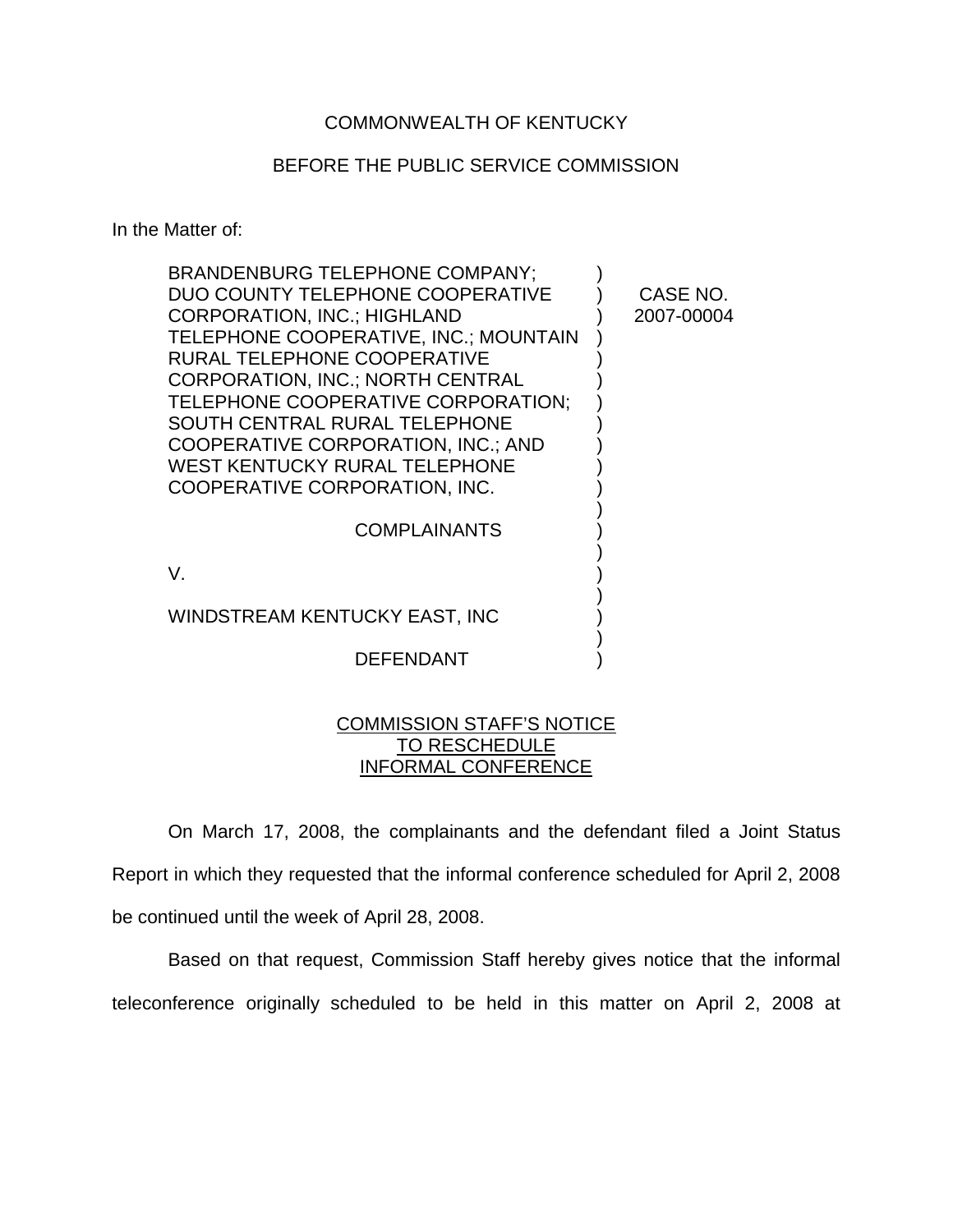COMMONWEALTH OF KENTUCKY

BEFORE THE PUBLIC SERVICE COMMISSION

In the Matter of:

BRANDENBURG TELEPHONE COMPANY; DUO COUNTY TELEPHONE COOPERATIVE CORPORATION, INC.; HIGHLAND TELEPHONE COOPERATIVE, INC.; MOUNTAIN RURAL TELEPHONE COOPERATIVE CORPORATION, INC.; NORTH CENTRAL TELEPHONE COOPERATIVE CORPORATION; SOUTH CENTRAL RURAL TELEPHONE COOPERATIVE CORPORATION, INC.; AND WEST KENTUCKY RURAL TELEPHONE COOPERATIVE CORPORATION, INC.

COMPLAINANTS

V.

WINDSTREAM KENTUCKY EAST, INC

DEFENDANT

CASE NO. 2007-00004

COMMISSION STAFF'S NOTICE TO RESCHEDULE INFORMAL CONFERENCE

On March 17, 2008, the complainants and the defendant filed a Joint Status Report in which they requested that the informal conference scheduled for April 2, 2008 be continued until the week of April 28, 2008.

Based on that request, Commission Staff hereby gives notice that the informal teleconference originally scheduled to be held in this matter on April 2, 2008 at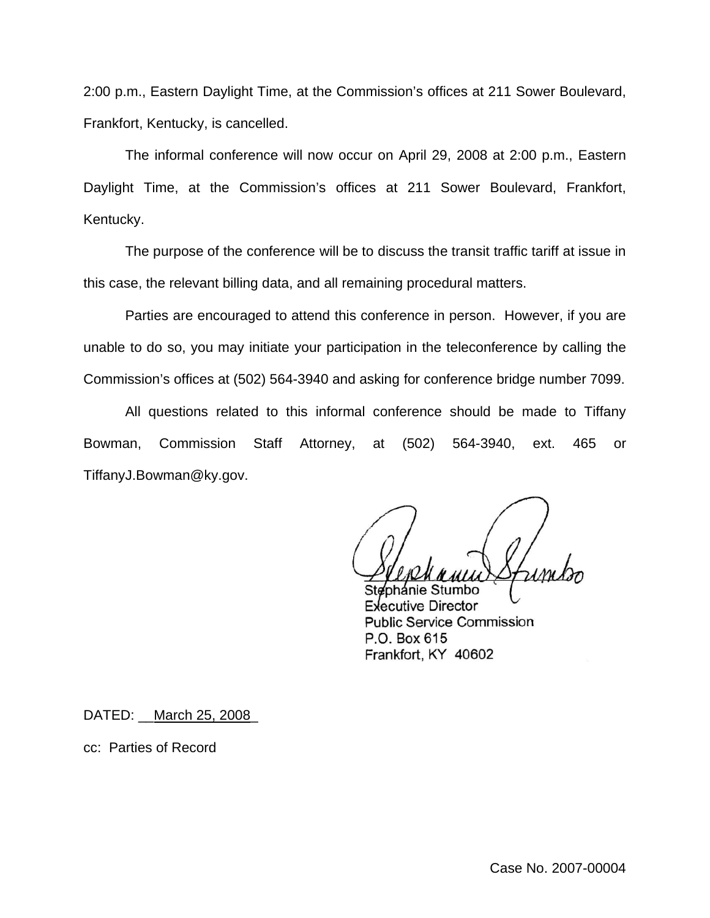2:00 p.m., Eastern Daylight Time, at the Commission's offices at 211 Sower Boulevard, Frankfort, Kentucky, is cancelled.

The informal conference will now occur on April 29, 2008 at 2:00 p.m., Eastern Daylight Time, at the Commission's offices at 211 Sower Boulevard, Frankfort, Kentucky.

The purpose of the conference will be to discuss the transit traffic tariff at issue in this case, the relevant billing data, and all remaining procedural matters.

Parties are encouraged to attend this conference in person. However, if you are unable to do so, you may initiate your participation in the teleconference by calling the Commission's offices at (502) 564-3940 and asking for conference bridge number 7099.

All questions related to this informal conference should be made to Tiffany Bowman, Commission Staff Attorney, at (502) 564-3940, ext. 465 or TiffanyJ.Bowman@ky.gov.

Stephanie Stumbo
Executive Director
Public Service Commission
P.O. Box 615
Frankfort, KY 40602

DATED: March 25, 2008

cc: Parties of Record

Case No. 2007-00004